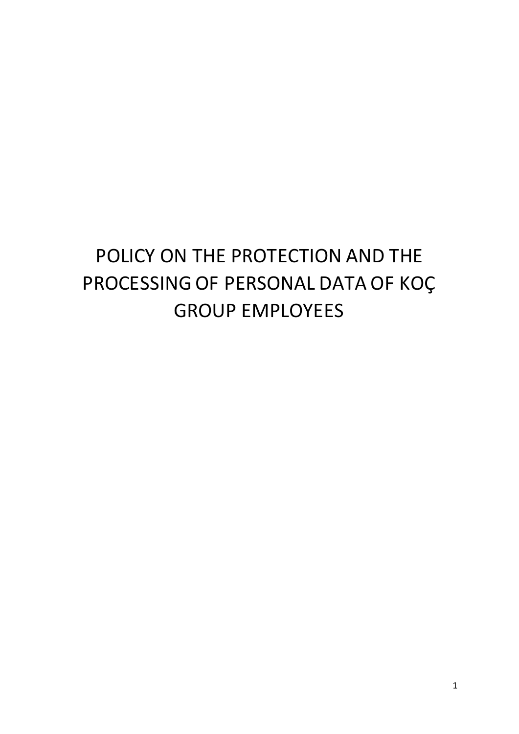# POLICY ON THE PROTECTION AND THE PROCESSING OF PERSONAL DATA OF KOÇ GROUP EMPLOYEES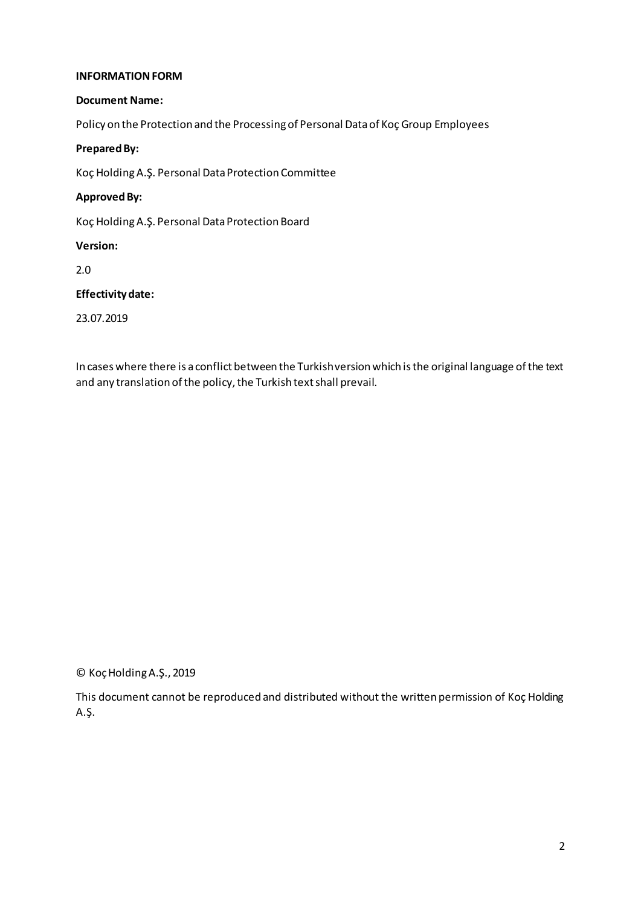**INFORMATION FORM**

**Document Name:**

Policy on the Protection and the Processing of Personal Data of Koç Group Employees

**Prepared By:**

Koç Holding A.Ş. Personal Data Protection Committee

**Approved By:**

Koç Holding A.Ş. Personal Data Protection Board

**Version:**

2.0

**Effectivity date:**

23.07.2019

In cases where there is a conflict between the Turkish version which is the original language of the text and any translation of the policy, the Turkish text shall prevail.

© Koç Holding A.Ş., 2019

This document cannot be reproduced and distributed without the written permission of Koç Holding A.Ş.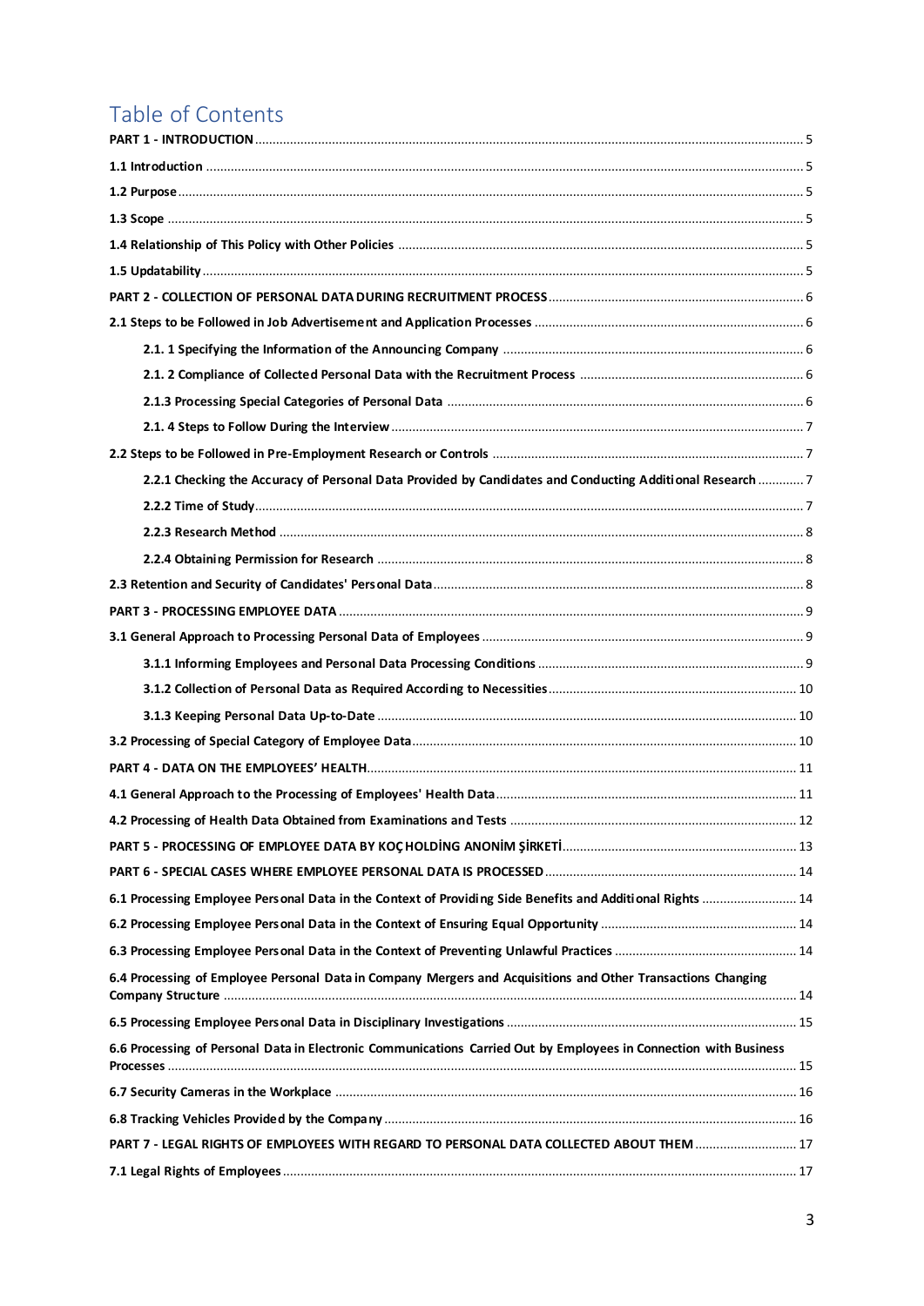# Table of Contents

**PART 1 - INTRODUCTION** ..... 5

**1.1 Introduction** ..... 5

**1.2 Purpose** ..... 5

**1.3 Scope** ..... 5

**1.4 Relationship of This Policy with Other Policies** ..... 5

**1.5 Updatability** ..... 5

**PART 2 - COLLECTION OF PERSONAL DATA DURING RECRUITMENT PROCESS** ..... 6

**2.1 Steps to be Followed in Job Advertisement and Application Processes** ..... 6

- **2.1. 1 Specifying the Information of the Announcing Company** ..... 6
- **2.1. 2 Compliance of Collected Personal Data with the Recruitment Process** ..... 6
- **2.1.3 Processing Special Categories of Personal Data** ..... 6
- **2.1. 4 Steps to Follow During the Interview** ..... 7

**2.2 Steps to be Followed in Pre-Employment Research or Controls** ..... 7

- **2.2.1 Checking the Accuracy of Personal Data Provided by Candidates and Conducting Additional Research** ..... 7
- **2.2.2 Time of Study** ..... 7
- **2.2.3 Research Method** ..... 8
- **2.2.4 Obtaining Permission for Research** ..... 8

**2.3 Retention and Security of Candidates' Personal Data** ..... 8

**PART 3 - PROCESSING EMPLOYEE DATA** ..... 9

**3.1 General Approach to Processing Personal Data of Employees** ..... 9

- **3.1.1 Informing Employees and Personal Data Processing Conditions** ..... 9
- **3.1.2 Collection of Personal Data as Required According to Necessities** ..... 10
- **3.1.3 Keeping Personal Data Up-to-Date** ..... 10

**3.2 Processing of Special Category of Employee Data** ..... 10

**PART 4 - DATA ON THE EMPLOYEES' HEALTH** ..... 11

**4.1 General Approach to the Processing of Employees' Health Data** ..... 11

**4.2 Processing of Health Data Obtained from Examinations and Tests** ..... 12

**PART 5 - PROCESSING OF EMPLOYEE DATA BY KOÇ HOLDİNG ANONİM ŞİRKETİ** ..... 13

**PART 6 - SPECIAL CASES WHERE EMPLOYEE PERSONAL DATA IS PROCESSED** ..... 14

**6.1 Processing Employee Personal Data in the Context of Providing Side Benefits and Additional Rights** ..... 14

**6.2 Processing Employee Personal Data in the Context of Ensuring Equal Opportunity** ..... 14

**6.3 Processing Employee Personal Data in the Context of Preventing Unlawful Practices** ..... 14

**6.4 Processing of Employee Personal Data in Company Mergers and Acquisitions and Other Transactions Changing Company Structure** ..... 14

**6.5 Processing Employee Personal Data in Disciplinary Investigations** ..... 15

**6.6 Processing of Personal Data in Electronic Communications Carried Out by Employees in Connection with Business Processes** ..... 15

**6.7 Security Cameras in the Workplace** ..... 16

**6.8 Tracking Vehicles Provided by the Company** ..... 16

**PART 7 - LEGAL RIGHTS OF EMPLOYEES WITH REGARD TO PERSONAL DATA COLLECTED ABOUT THEM** ..... 17

**7.1 Legal Rights of Employees** ..... 17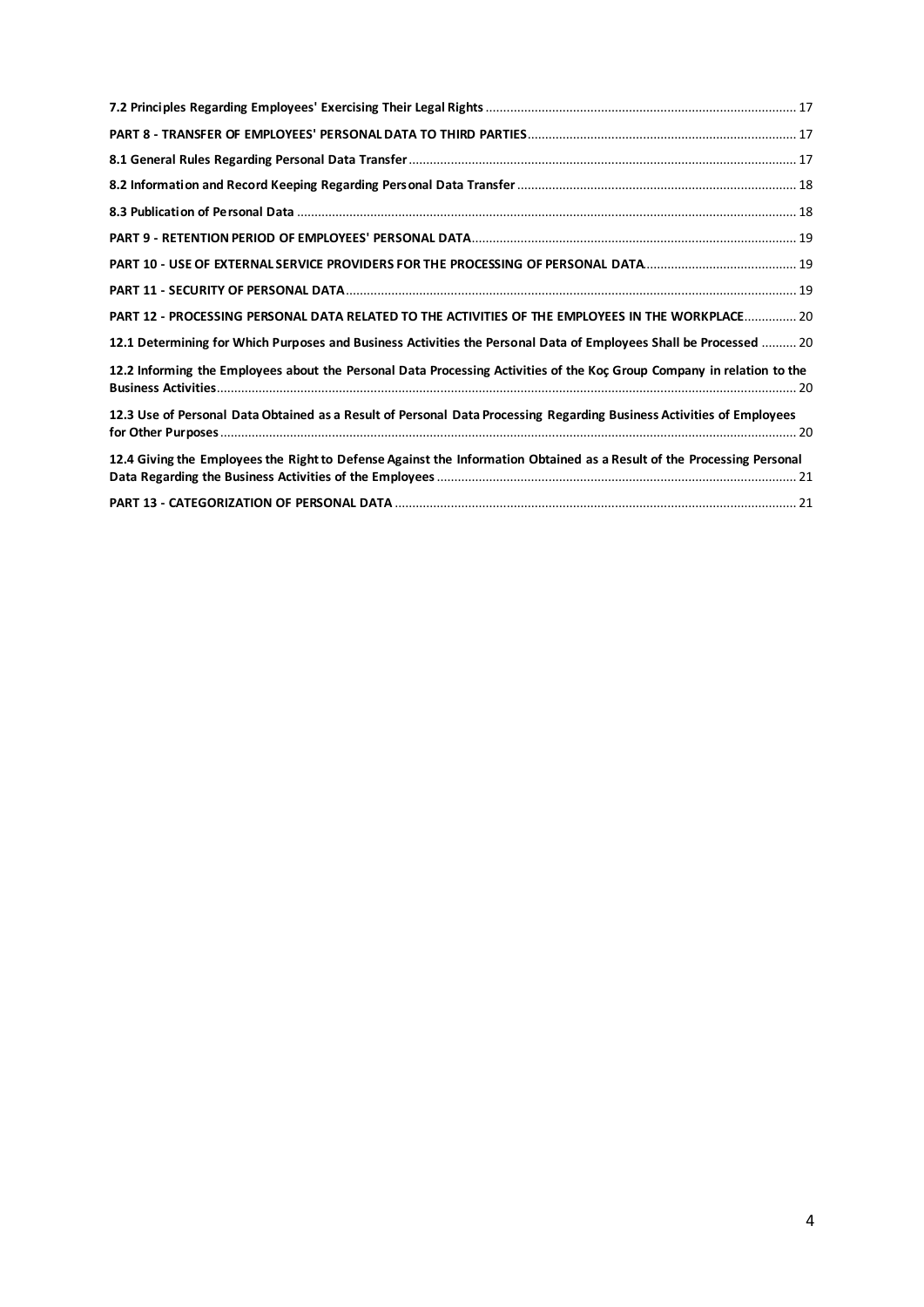**7.2 Principles Regarding Employees' Exercising Their Legal Rights** ........................................ 17

**PART 8 - TRANSFER OF EMPLOYEES' PERSONAL DATA TO THIRD PARTIES** ........................................ 17

**8.1 General Rules Regarding Personal Data Transfer** ........................................ 17

**8.2 Information and Record Keeping Regarding Personal Data Transfer** ........................................ 18

**8.3 Publication of Personal Data** ........................................ 18

**PART 9 - RETENTION PERIOD OF EMPLOYEES' PERSONAL DATA** ........................................ 19

**PART 10 - USE OF EXTERNAL SERVICE PROVIDERS FOR THE PROCESSING OF PERSONAL DATA** ........................................ 19

**PART 11 - SECURITY OF PERSONAL DATA** ........................................ 19

**PART 12 - PROCESSING PERSONAL DATA RELATED TO THE ACTIVITIES OF THE EMPLOYEES IN THE WORKPLACE** ........................................ 20

**12.1 Determining for Which Purposes and Business Activities the Personal Data of Employees Shall be Processed** ........................................ 20

**12.2 Informing the Employees about the Personal Data Processing Activities of the Koç Group Company in relation to the Business Activities** ........................................ 20

**12.3 Use of Personal Data Obtained as a Result of Personal Data Processing Regarding Business Activities of Employees for Other Purposes** ........................................ 20

**12.4 Giving the Employees the Right to Defense Against the Information Obtained as a Result of the Processing Personal Data Regarding the Business Activities of the Employees** ........................................ 21

**PART 13 - CATEGORIZATION OF PERSONAL DATA** ........................................ 21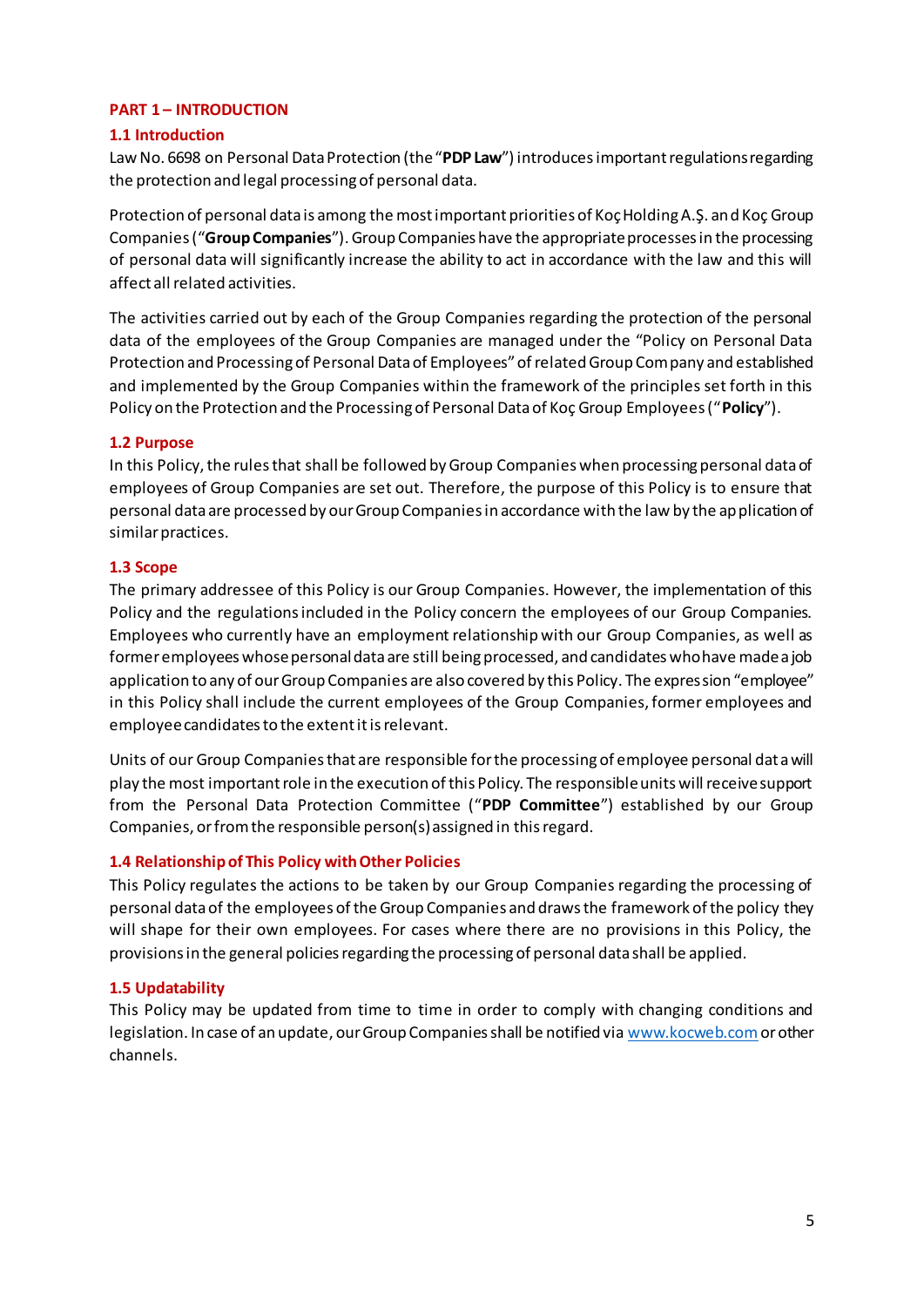# PART 1 – INTRODUCTION

## 1.1 Introduction

Law No. 6698 on Personal Data Protection (the "**PDP Law**") introduces important regulations regarding the protection and legal processing of personal data.

Protection of personal data is among the most important priorities of Koç Holding A.Ş. and Koç Group Companies ("**Group Companies**"). Group Companies have the appropriate processes in the processing of personal data will significantly increase the ability to act in accordance with the law and this will affect all related activities.

The activities carried out by each of the Group Companies regarding the protection of the personal data of the employees of the Group Companies are managed under the "Policy on Personal Data Protection and Processing of Personal Data of Employees" of related Group Company and established and implemented by the Group Companies within the framework of the principles set forth in this Policy on the Protection and the Processing of Personal Data of Koç Group Employees ("**Policy**").

## 1.2 Purpose

In this Policy, the rules that shall be followed by Group Companies when processing personal data of employees of Group Companies are set out. Therefore, the purpose of this Policy is to ensure that personal data are processed by our Group Companies in accordance with the law by the application of similar practices.

## 1.3 Scope

The primary addressee of this Policy is our Group Companies. However, the implementation of this Policy and the regulations included in the Policy concern the employees of our Group Companies. Employees who currently have an employment relationship with our Group Companies, as well as former employees whose personal data are still being processed, and candidates who have made a job application to any of our Group Companies are also covered by this Policy. The expression "employee" in this Policy shall include the current employees of the Group Companies, former employees and employee candidates to the extent it is relevant.

Units of our Group Companies that are responsible for the processing of employee personal data will play the most important role in the execution of this Policy. The responsible units will receive support from the Personal Data Protection Committee ("**PDP Committee**") established by our Group Companies, or from the responsible person(s) assigned in this regard.

## 1.4 Relationship of This Policy with Other Policies

This Policy regulates the actions to be taken by our Group Companies regarding the processing of personal data of the employees of the Group Companies and draws the framework of the policy they will shape for their own employees. For cases where there are no provisions in this Policy, the provisions in the general policies regarding the processing of personal data shall be applied.

## 1.5 Updatability

This Policy may be updated from time to time in order to comply with changing conditions and legislation. In case of an update, our Group Companies shall be notified via [www.kocweb.com](http://www.kocweb.com) or other channels.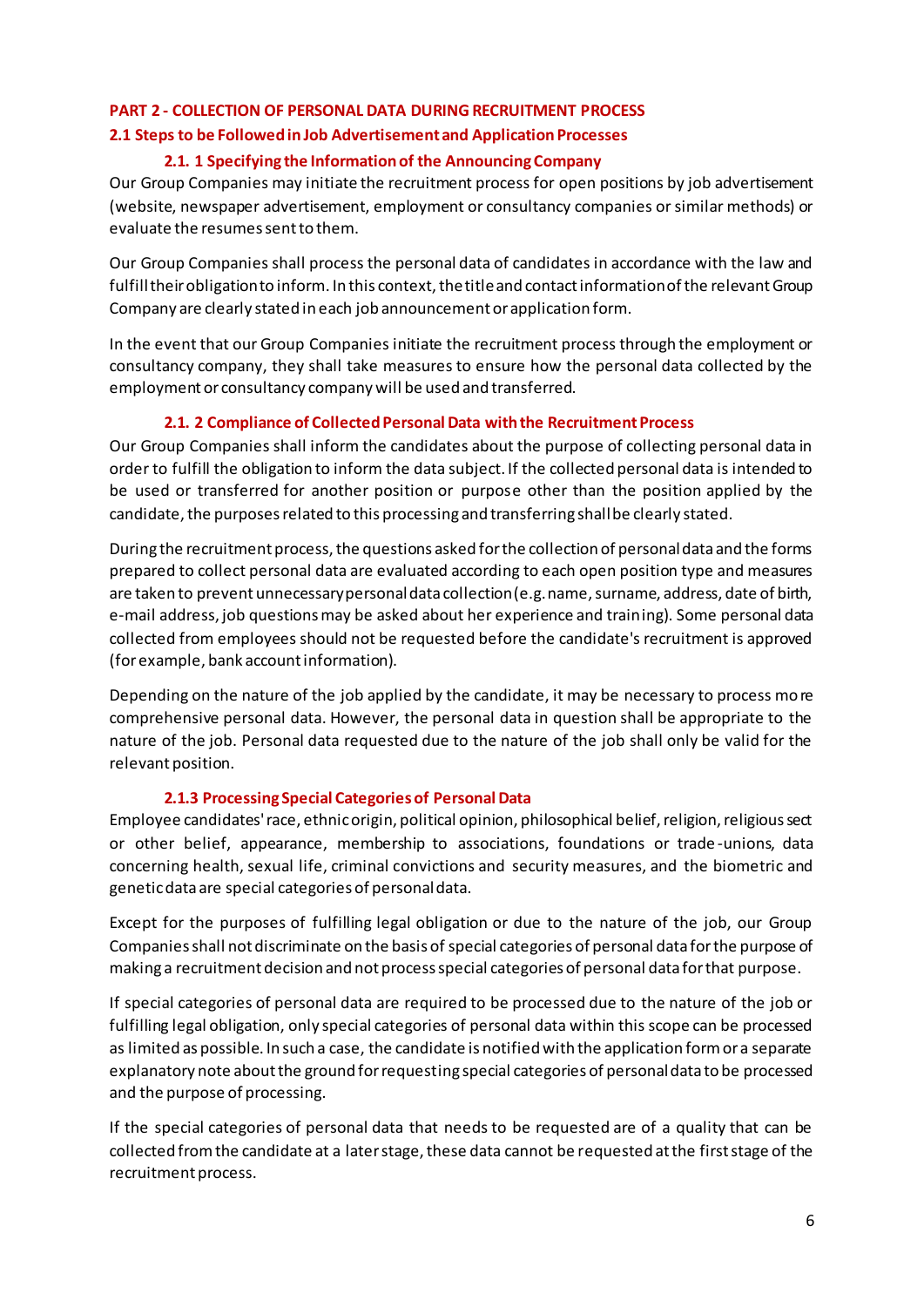## PART 2 - COLLECTION OF PERSONAL DATA DURING RECRUITMENT PROCESS

### 2.1 Steps to be Followed in Job Advertisement and Application Processes

#### 2.1. 1 Specifying the Information of the Announcing Company

Our Group Companies may initiate the recruitment process for open positions by job advertisement (website, newspaper advertisement, employment or consultancy companies or similar methods) or evaluate the resumes sent to them.

Our Group Companies shall process the personal data of candidates in accordance with the law and fulfill their obligation to inform. In this context, the title and contact information of the relevant Group Company are clearly stated in each job announcement or application form.

In the event that our Group Companies initiate the recruitment process through the employment or consultancy company, they shall take measures to ensure how the personal data collected by the employment or consultancy company will be used and transferred.

#### 2.1. 2 Compliance of Collected Personal Data with the Recruitment Process

Our Group Companies shall inform the candidates about the purpose of collecting personal data in order to fulfill the obligation to inform the data subject. If the collected personal data is intended to be used or transferred for another position or purpose other than the position applied by the candidate, the purposes related to this processing and transferring shall be clearly stated.

During the recruitment process, the questions asked for the collection of personal data and the forms prepared to collect personal data are evaluated according to each open position type and measures are taken to prevent unnecessary personal data collection (e.g. name, surname, address, date of birth, e-mail address, job questions may be asked about her experience and training). Some personal data collected from employees should not be requested before the candidate's recruitment is approved (for example, bank account information).

Depending on the nature of the job applied by the candidate, it may be necessary to process more comprehensive personal data. However, the personal data in question shall be appropriate to the nature of the job. Personal data requested due to the nature of the job shall only be valid for the relevant position.

#### 2.1.3 Processing Special Categories of Personal Data

Employee candidates' race, ethnic origin, political opinion, philosophical belief, religion, religious sect or other belief, appearance, membership to associations, foundations or trade-unions, data concerning health, sexual life, criminal convictions and security measures, and the biometric and genetic data are special categories of personal data.

Except for the purposes of fulfilling legal obligation or due to the nature of the job, our Group Companies shall not discriminate on the basis of special categories of personal data for the purpose of making a recruitment decision and not process special categories of personal data for that purpose.

If special categories of personal data are required to be processed due to the nature of the job or fulfilling legal obligation, only special categories of personal data within this scope can be processed as limited as possible. In such a case, the candidate is notified with the application form or a separate explanatory note about the ground for requesting special categories of personal data to be processed and the purpose of processing.

If the special categories of personal data that needs to be requested are of a quality that can be collected from the candidate at a later stage, these data cannot be requested at the first stage of the recruitment process.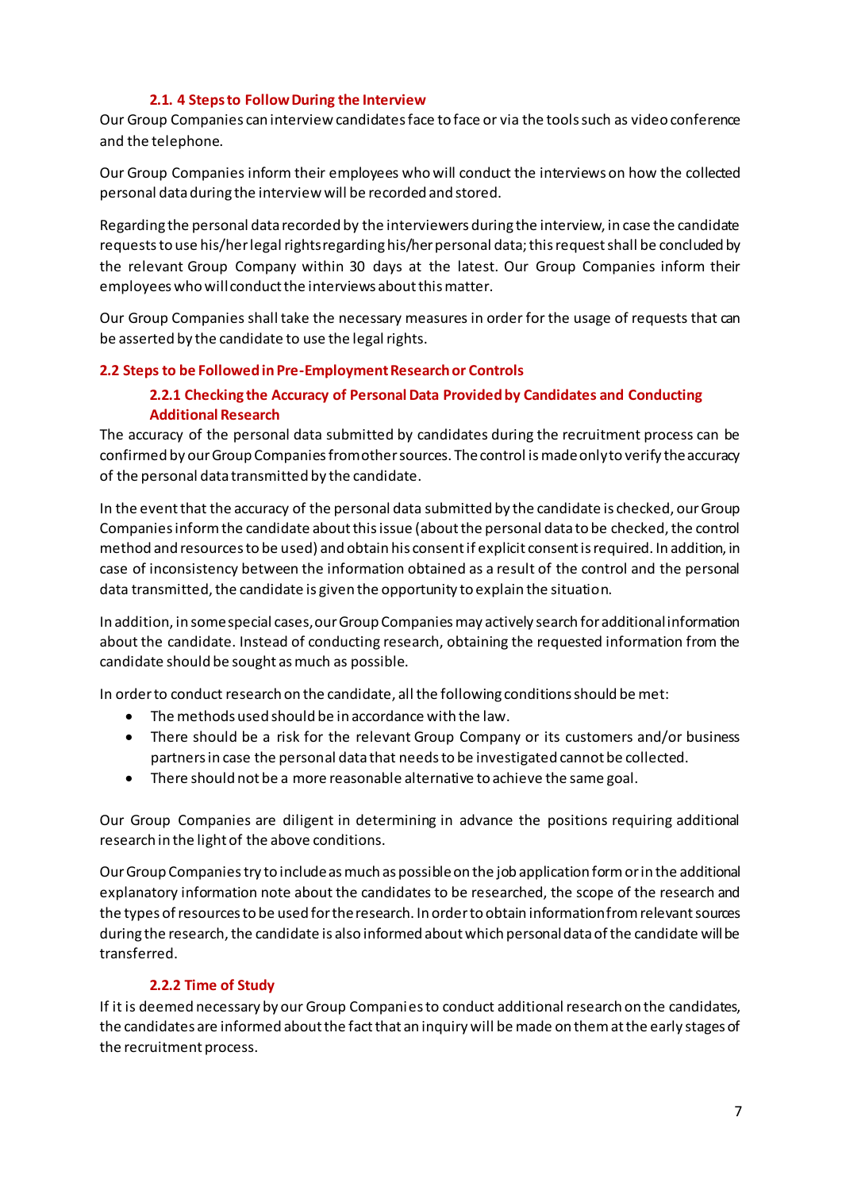### 2.1. 4 Steps to Follow During the Interview

Our Group Companies can interview candidates face to face or via the tools such as video conference and the telephone.

Our Group Companies inform their employees who will conduct the interviews on how the collected personal data during the interview will be recorded and stored.

Regarding the personal data recorded by the interviewers during the interview, in case the candidate requests to use his/her legal rights regarding his/her personal data; this request shall be concluded by the relevant Group Company within 30 days at the latest. Our Group Companies inform their employees who will conduct the interviews about this matter.

Our Group Companies shall take the necessary measures in order for the usage of requests that can be asserted by the candidate to use the legal rights.

## 2.2 Steps to be Followed in Pre-Employment Research or Controls

### 2.2.1 Checking the Accuracy of Personal Data Provided by Candidates and Conducting Additional Research

The accuracy of the personal data submitted by candidates during the recruitment process can be confirmed by our Group Companies from other sources. The control is made only to verify the accuracy of the personal data transmitted by the candidate.

In the event that the accuracy of the personal data submitted by the candidate is checked, our Group Companies inform the candidate about this issue (about the personal data to be checked, the control method and resources to be used) and obtain his consent if explicit consent is required. In addition, in case of inconsistency between the information obtained as a result of the control and the personal data transmitted, the candidate is given the opportunity to explain the situation.

In addition, in some special cases, our Group Companies may actively search for additional information about the candidate. Instead of conducting research, obtaining the requested information from the candidate should be sought as much as possible.

In order to conduct research on the candidate, all the following conditions should be met:

- The methods used should be in accordance with the law.
- There should be a risk for the relevant Group Company or its customers and/or business partners in case the personal data that needs to be investigated cannot be collected.
- There should not be a more reasonable alternative to achieve the same goal.

Our Group Companies are diligent in determining in advance the positions requiring additional research in the light of the above conditions.

Our Group Companies try to include as much as possible on the job application form or in the additional explanatory information note about the candidates to be researched, the scope of the research and the types of resources to be used for the research. In order to obtain information from relevant sources during the research, the candidate is also informed about which personal data of the candidate will be transferred.

### 2.2.2 Time of Study

If it is deemed necessary by our Group Companies to conduct additional research on the candidates, the candidates are informed about the fact that an inquiry will be made on them at the early stages of the recruitment process.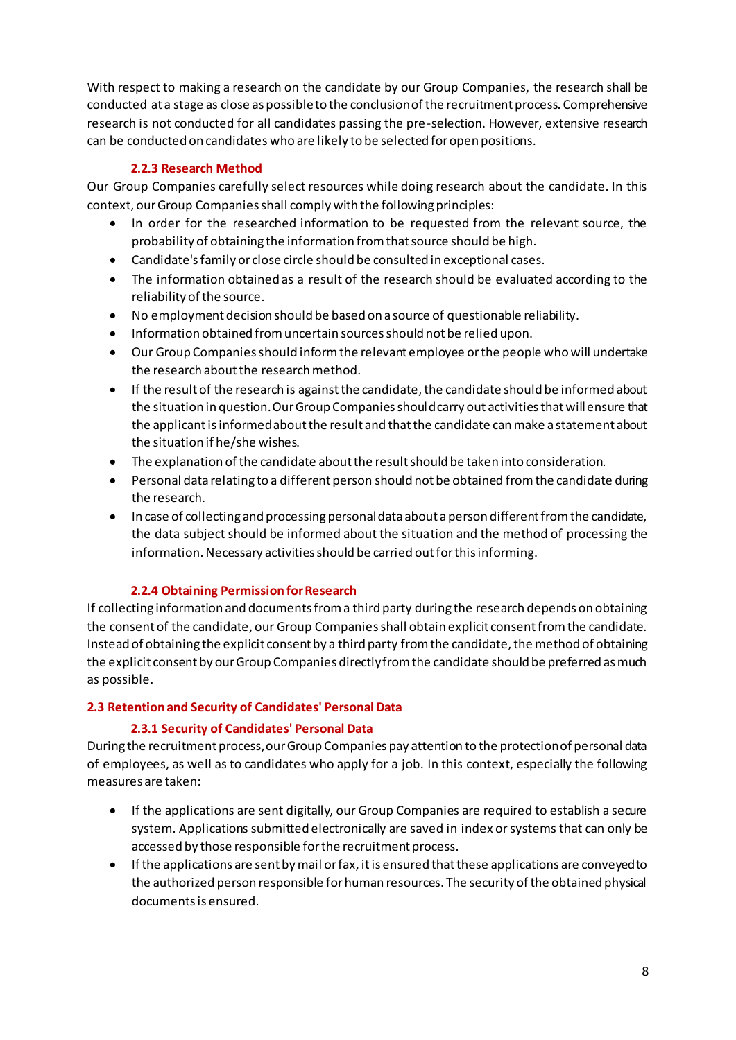With respect to making a research on the candidate by our Group Companies, the research shall be conducted at a stage as close as possible to the conclusion of the recruitment process. Comprehensive research is not conducted for all candidates passing the pre-selection. However, extensive research can be conducted on candidates who are likely to be selected for open positions.

#### 2.2.3 Research Method

Our Group Companies carefully select resources while doing research about the candidate. In this context, our Group Companies shall comply with the following principles:

- In order for the researched information to be requested from the relevant source, the probability of obtaining the information from that source should be high.
- Candidate's family or close circle should be consulted in exceptional cases.
- The information obtained as a result of the research should be evaluated according to the reliability of the source.
- No employment decision should be based on a source of questionable reliability.
- Information obtained from uncertain sources should not be relied upon.
- Our Group Companies should inform the relevant employee or the people who will undertake the research about the research method.
- If the result of the research is against the candidate, the candidate should be informed about the situation in question. Our Group Companies should carry out activities that will ensure that the applicant is informed about the result and that the candidate can make a statement about the situation if he/she wishes.
- The explanation of the candidate about the result should be taken into consideration.
- Personal data relating to a different person should not be obtained from the candidate during the research.
- In case of collecting and processing personal data about a person different from the candidate, the data subject should be informed about the situation and the method of processing the information. Necessary activities should be carried out for this informing.

#### 2.2.4 Obtaining Permission for Research

If collecting information and documents from a third party during the research depends on obtaining the consent of the candidate, our Group Companies shall obtain explicit consent from the candidate. Instead of obtaining the explicit consent by a third party from the candidate, the method of obtaining the explicit consent by our Group Companies directly from the candidate should be preferred as much as possible.

### 2.3 Retention and Security of Candidates' Personal Data

#### 2.3.1 Security of Candidates' Personal Data

During the recruitment process, our Group Companies pay attention to the protection of personal data of employees, as well as to candidates who apply for a job. In this context, especially the following measures are taken:

- If the applications are sent digitally, our Group Companies are required to establish a secure system. Applications submitted electronically are saved in index or systems that can only be accessed by those responsible for the recruitment process.
- If the applications are sent by mail or fax, it is ensured that these applications are conveyed to the authorized person responsible for human resources. The security of the obtained physical documents is ensured.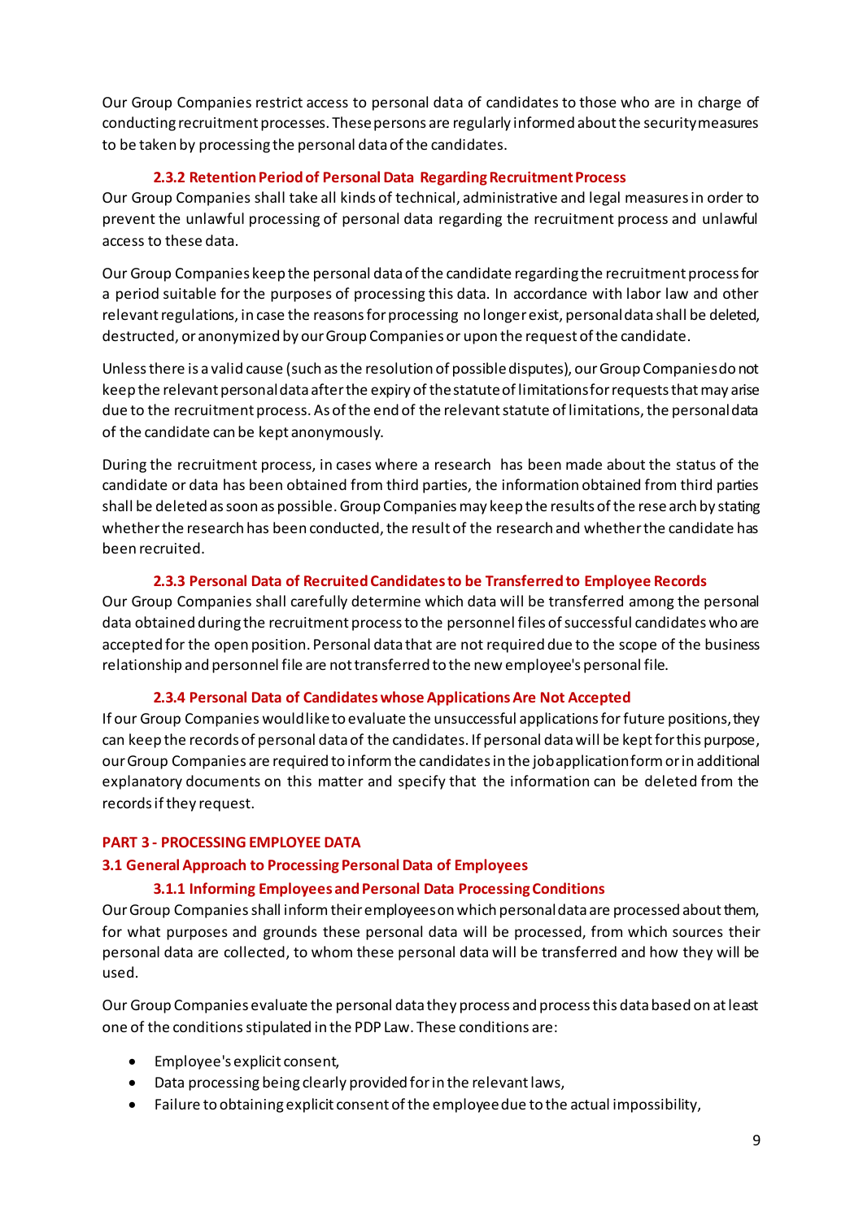Our Group Companies restrict access to personal data of candidates to those who are in charge of conducting recruitment processes. These persons are regularly informed about the security measures to be taken by processing the personal data of the candidates.

#### 2.3.2 Retention Period of Personal Data Regarding Recruitment Process

Our Group Companies shall take all kinds of technical, administrative and legal measures in order to prevent the unlawful processing of personal data regarding the recruitment process and unlawful access to these data.

Our Group Companies keep the personal data of the candidate regarding the recruitment process for a period suitable for the purposes of processing this data. In accordance with labor law and other relevant regulations, in case the reasons for processing no longer exist, personal data shall be deleted, destructed, or anonymized by our Group Companies or upon the request of the candidate.

Unless there is a valid cause (such as the resolution of possible disputes), our Group Companies do not keep the relevant personal data after the expiry of the statute of limitations for requests that may arise due to the recruitment process. As of the end of the relevant statute of limitations, the personal data of the candidate can be kept anonymously.

During the recruitment process, in cases where a research has been made about the status of the candidate or data has been obtained from third parties, the information obtained from third parties shall be deleted as soon as possible. Group Companies may keep the results of the research by stating whether the research has been conducted, the result of the research and whether the candidate has been recruited.

#### 2.3.3 Personal Data of Recruited Candidates to be Transferred to Employee Records

Our Group Companies shall carefully determine which data will be transferred among the personal data obtained during the recruitment process to the personnel files of successful candidates who are accepted for the open position. Personal data that are not required due to the scope of the business relationship and personnel file are not transferred to the new employee's personal file.

#### 2.3.4 Personal Data of Candidates whose Applications Are Not Accepted

If our Group Companies would like to evaluate the unsuccessful applications for future positions, they can keep the records of personal data of the candidates. If personal data will be kept for this purpose, our Group Companies are required to inform the candidates in the job application form or in additional explanatory documents on this matter and specify that the information can be deleted from the records if they request.

## PART 3 - PROCESSING EMPLOYEE DATA

### 3.1 General Approach to Processing Personal Data of Employees

#### 3.1.1 Informing Employees and Personal Data Processing Conditions

Our Group Companies shall inform their employees on which personal data are processed about them, for what purposes and grounds these personal data will be processed, from which sources their personal data are collected, to whom these personal data will be transferred and how they will be used.

Our Group Companies evaluate the personal data they process and process this data based on at least one of the conditions stipulated in the PDP Law. These conditions are:

- Employee's explicit consent,
- Data processing being clearly provided for in the relevant laws,
- Failure to obtaining explicit consent of the employee due to the actual impossibility,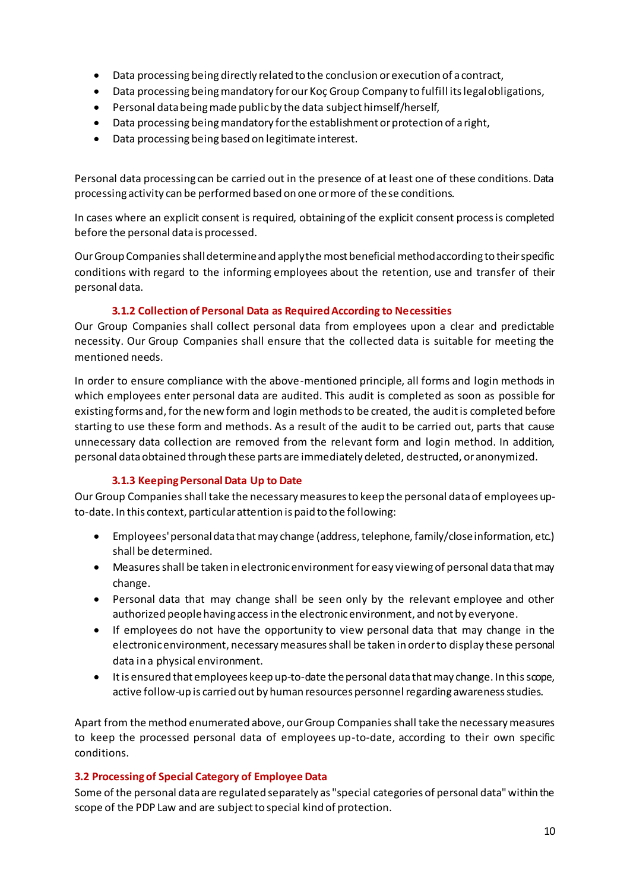- Data processing being directly related to the conclusion or execution of a contract,
- Data processing being mandatory for our Koç Group Company to fulfill its legal obligations,
- Personal data being made public by the data subject himself/herself,
- Data processing being mandatory for the establishment or protection of a right,
- Data processing being based on legitimate interest.

Personal data processing can be carried out in the presence of at least one of these conditions. Data processing activity can be performed based on one or more of these conditions.

In cases where an explicit consent is required, obtaining of the explicit consent process is completed before the personal data is processed.

Our Group Companies shall determine and apply the most beneficial method according to their specific conditions with regard to the informing employees about the retention, use and transfer of their personal data.

#### 3.1.2 Collection of Personal Data as Required According to Necessities

Our Group Companies shall collect personal data from employees upon a clear and predictable necessity. Our Group Companies shall ensure that the collected data is suitable for meeting the mentioned needs.

In order to ensure compliance with the above-mentioned principle, all forms and login methods in which employees enter personal data are audited. This audit is completed as soon as possible for existing forms and, for the new form and login methods to be created, the audit is completed before starting to use these form and methods. As a result of the audit to be carried out, parts that cause unnecessary data collection are removed from the relevant form and login method. In addition, personal data obtained through these parts are immediately deleted, destructed, or anonymized.

#### 3.1.3 Keeping Personal Data Up to Date

Our Group Companies shall take the necessary measures to keep the personal data of employees up-to-date. In this context, particular attention is paid to the following:

- Employees' personal data that may change (address, telephone, family/close information, etc.) shall be determined.
- Measures shall be taken in electronic environment for easy viewing of personal data that may change.
- Personal data that may change shall be seen only by the relevant employee and other authorized people having access in the electronic environment, and not by everyone.
- If employees do not have the opportunity to view personal data that may change in the electronic environment, necessary measures shall be taken in order to display these personal data in a physical environment.
- It is ensured that employees keep up-to-date the personal data that may change. In this scope, active follow-up is carried out by human resources personnel regarding awareness studies.

Apart from the method enumerated above, our Group Companies shall take the necessary measures to keep the processed personal data of employees up-to-date, according to their own specific conditions.

### 3.2 Processing of Special Category of Employee Data

Some of the personal data are regulated separately as "special categories of personal data" within the scope of the PDP Law and are subject to special kind of protection.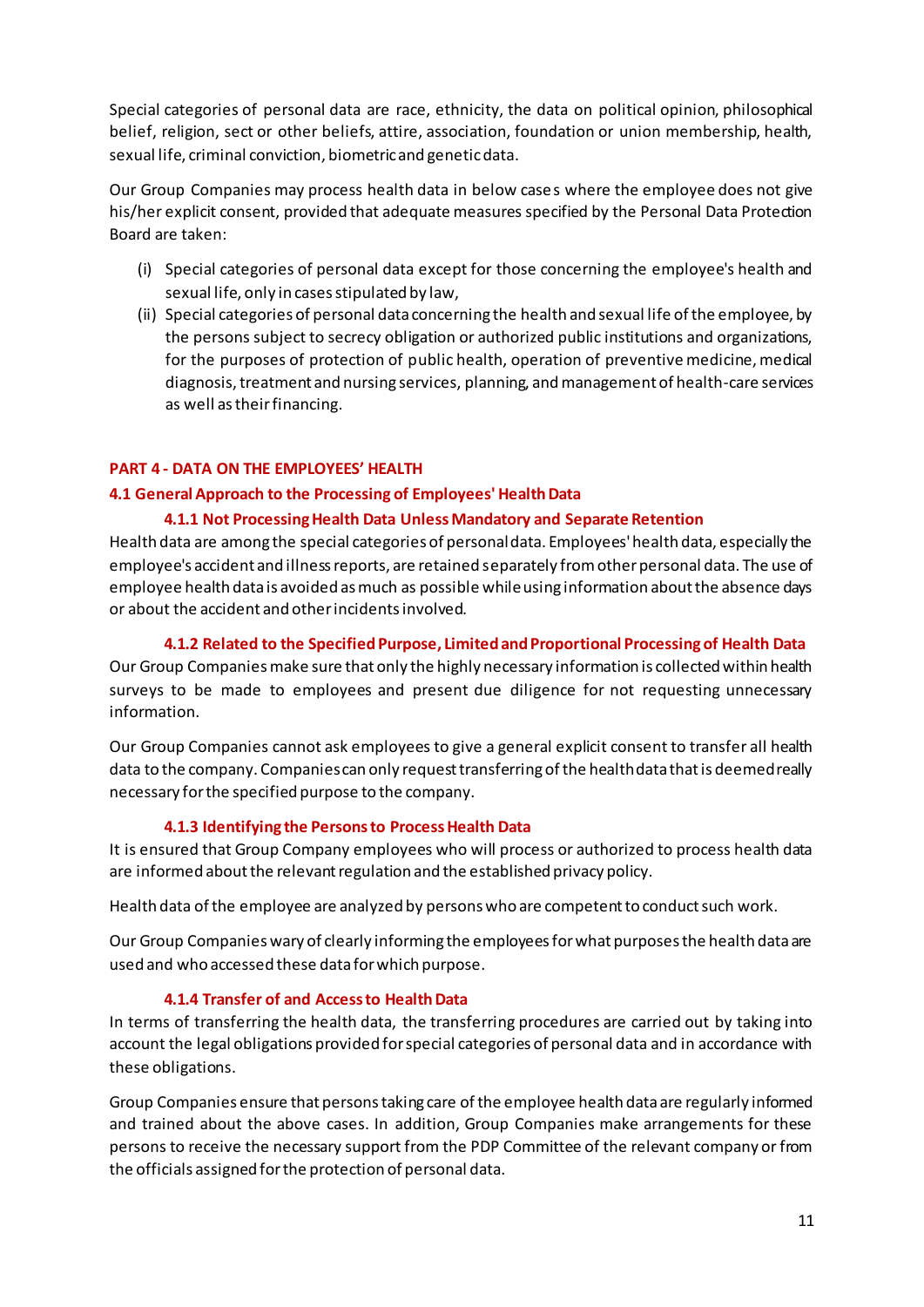Special categories of personal data are race, ethnicity, the data on political opinion, philosophical belief, religion, sect or other beliefs, attire, association, foundation or union membership, health, sexual life, criminal conviction, biometric and genetic data.

Our Group Companies may process health data in below cases where the employee does not give his/her explicit consent, provided that adequate measures specified by the Personal Data Protection Board are taken:

(i) Special categories of personal data except for those concerning the employee's health and sexual life, only in cases stipulated by law,

(ii) Special categories of personal data concerning the health and sexual life of the employee, by the persons subject to secrecy obligation or authorized public institutions and organizations, for the purposes of protection of public health, operation of preventive medicine, medical diagnosis, treatment and nursing services, planning, and management of health-care services as well as their financing.

## PART 4 - DATA ON THE EMPLOYEES' HEALTH

### 4.1 General Approach to the Processing of Employees' Health Data

#### 4.1.1 Not Processing Health Data Unless Mandatory and Separate Retention

Health data are among the special categories of personal data. Employees' health data, especially the employee's accident and illness reports, are retained separately from other personal data. The use of employee health data is avoided as much as possible while using information about the absence days or about the accident and other incidents involved.

#### 4.1.2 Related to the Specified Purpose, Limited and Proportional Processing of Health Data

Our Group Companies make sure that only the highly necessary information is collected within health surveys to be made to employees and present due diligence for not requesting unnecessary information.

Our Group Companies cannot ask employees to give a general explicit consent to transfer all health data to the company. Companies can only request transferring of the health data that is deemed really necessary for the specified purpose to the company.

#### 4.1.3 Identifying the Persons to Process Health Data

It is ensured that Group Company employees who will process or authorized to process health data are informed about the relevant regulation and the established privacy policy.

Health data of the employee are analyzed by persons who are competent to conduct such work.

Our Group Companies wary of clearly informing the employees for what purposes the health data are used and who accessed these data for which purpose.

#### 4.1.4 Transfer of and Access to Health Data

In terms of transferring the health data, the transferring procedures are carried out by taking into account the legal obligations provided for special categories of personal data and in accordance with these obligations.

Group Companies ensure that persons taking care of the employee health data are regularly informed and trained about the above cases. In addition, Group Companies make arrangements for these persons to receive the necessary support from the PDP Committee of the relevant company or from the officials assigned for the protection of personal data.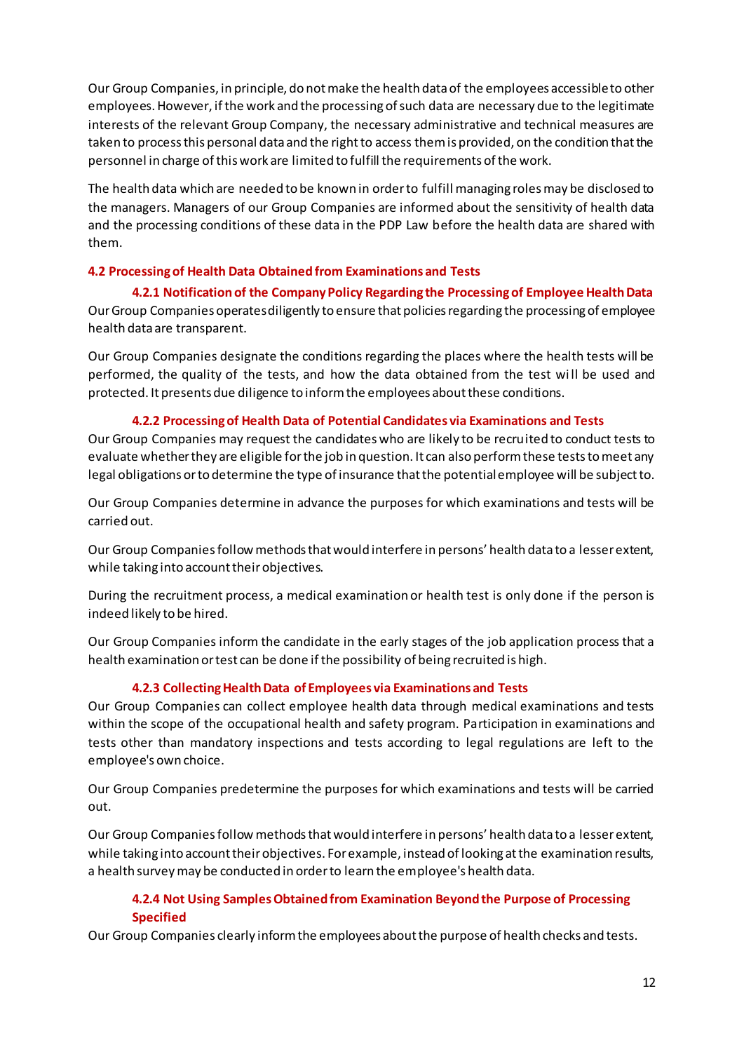Our Group Companies, in principle, do not make the health data of the employees accessible to other employees. However, if the work and the processing of such data are necessary due to the legitimate interests of the relevant Group Company, the necessary administrative and technical measures are taken to process this personal data and the right to access them is provided, on the condition that the personnel in charge of this work are limited to fulfill the requirements of the work.

The health data which are needed to be known in order to fulfill managing roles may be disclosed to the managers. Managers of our Group Companies are informed about the sensitivity of health data and the processing conditions of these data in the PDP Law before the health data are shared with them.

## 4.2 Processing of Health Data Obtained from Examinations and Tests

### 4.2.1 Notification of the Company Policy Regarding the Processing of Employee Health Data

Our Group Companies operates diligently to ensure that policies regarding the processing of employee health data are transparent.

Our Group Companies designate the conditions regarding the places where the health tests will be performed, the quality of the tests, and how the data obtained from the test will be used and protected. It presents due diligence to inform the employees about these conditions.

### 4.2.2 Processing of Health Data of Potential Candidates via Examinations and Tests

Our Group Companies may request the candidates who are likely to be recruited to conduct tests to evaluate whether they are eligible for the job in question. It can also perform these tests to meet any legal obligations or to determine the type of insurance that the potential employee will be subject to.

Our Group Companies determine in advance the purposes for which examinations and tests will be carried out.

Our Group Companies follow methods that would interfere in persons' health data to a lesser extent, while taking into account their objectives.

During the recruitment process, a medical examination or health test is only done if the person is indeed likely to be hired.

Our Group Companies inform the candidate in the early stages of the job application process that a health examination or test can be done if the possibility of being recruited is high.

### 4.2.3 Collecting Health Data of Employees via Examinations and Tests

Our Group Companies can collect employee health data through medical examinations and tests within the scope of the occupational health and safety program. Participation in examinations and tests other than mandatory inspections and tests according to legal regulations are left to the employee's own choice.

Our Group Companies predetermine the purposes for which examinations and tests will be carried out.

Our Group Companies follow methods that would interfere in persons' health data to a lesser extent, while taking into account their objectives. For example, instead of looking at the examination results, a health survey may be conducted in order to learn the employee's health data.

### 4.2.4 Not Using Samples Obtained from Examination Beyond the Purpose of Processing Specified

Our Group Companies clearly inform the employees about the purpose of health checks and tests.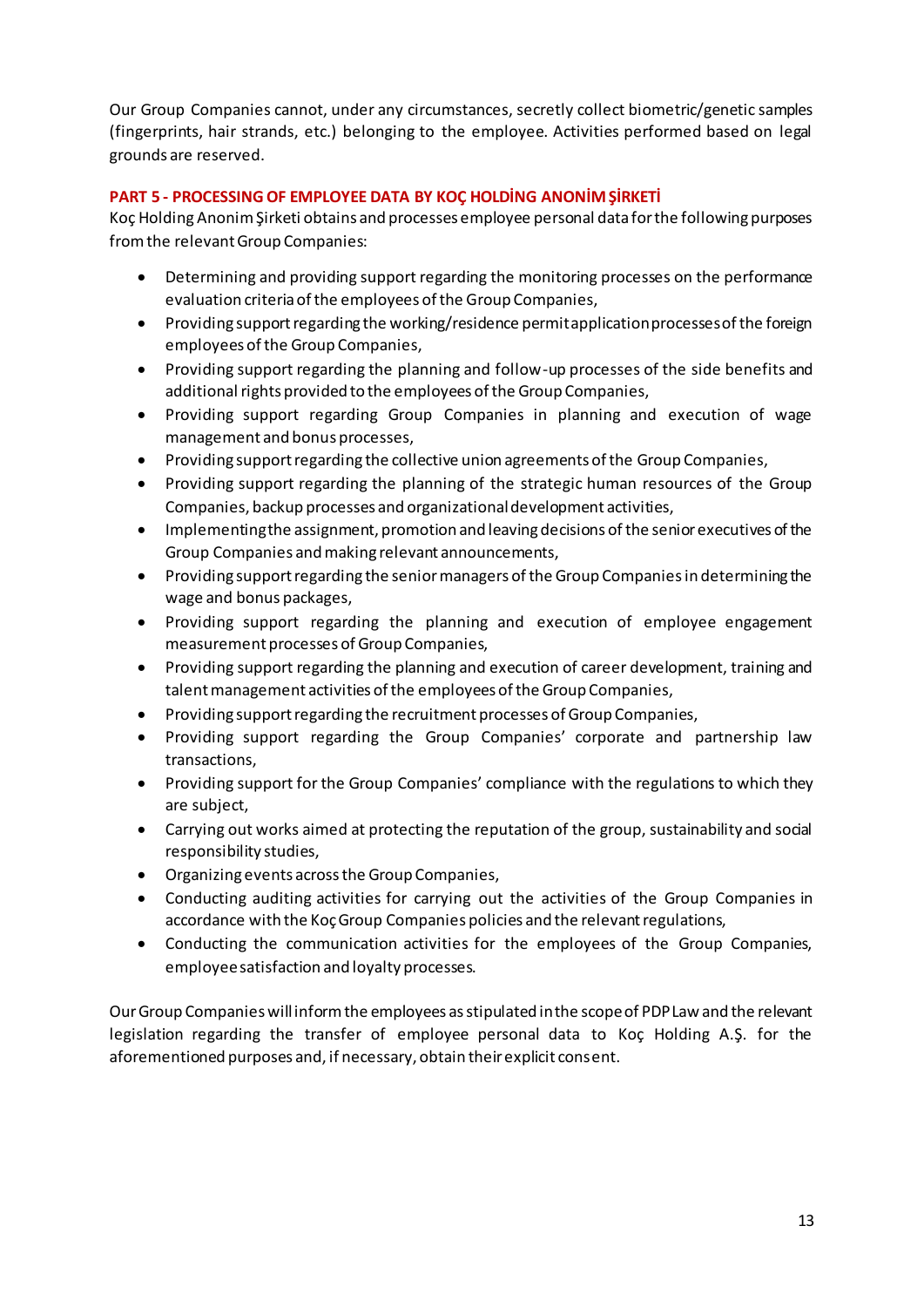Our Group Companies cannot, under any circumstances, secretly collect biometric/genetic samples (fingerprints, hair strands, etc.) belonging to the employee. Activities performed based on legal grounds are reserved.

## PART 5 - PROCESSING OF EMPLOYEE DATA BY KOÇ HOLDİNG ANONİM ŞİRKETİ

Koç Holding Anonim Şirketi obtains and processes employee personal data for the following purposes from the relevant Group Companies:

- Determining and providing support regarding the monitoring processes on the performance evaluation criteria of the employees of the Group Companies,
- Providing support regarding the working/residence permit application processes of the foreign employees of the Group Companies,
- Providing support regarding the planning and follow-up processes of the side benefits and additional rights provided to the employees of the Group Companies,
- Providing support regarding Group Companies in planning and execution of wage management and bonus processes,
- Providing support regarding the collective union agreements of the Group Companies,
- Providing support regarding the planning of the strategic human resources of the Group Companies, backup processes and organizational development activities,
- Implementing the assignment, promotion and leaving decisions of the senior executives of the Group Companies and making relevant announcements,
- Providing support regarding the senior managers of the Group Companies in determining the wage and bonus packages,
- Providing support regarding the planning and execution of employee engagement measurement processes of Group Companies,
- Providing support regarding the planning and execution of career development, training and talent management activities of the employees of the Group Companies,
- Providing support regarding the recruitment processes of Group Companies,
- Providing support regarding the Group Companies' corporate and partnership law transactions,
- Providing support for the Group Companies' compliance with the regulations to which they are subject,
- Carrying out works aimed at protecting the reputation of the group, sustainability and social responsibility studies,
- Organizing events across the Group Companies,
- Conducting auditing activities for carrying out the activities of the Group Companies in accordance with the Koç Group Companies policies and the relevant regulations,
- Conducting the communication activities for the employees of the Group Companies, employee satisfaction and loyalty processes.

Our Group Companies will inform the employees as stipulated in the scope of PDP Law and the relevant legislation regarding the transfer of employee personal data to Koç Holding A.Ş. for the aforementioned purposes and, if necessary, obtain their explicit consent.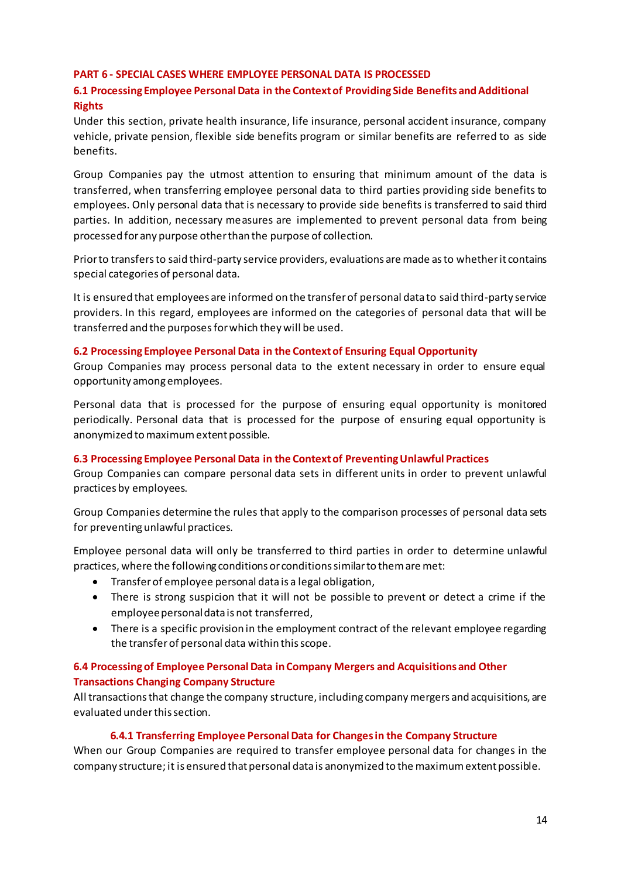## PART 6 - SPECIAL CASES WHERE EMPLOYEE PERSONAL DATA IS PROCESSED

### 6.1 Processing Employee Personal Data in the Context of Providing Side Benefits and Additional Rights

Under this section, private health insurance, life insurance, personal accident insurance, company vehicle, private pension, flexible side benefits program or similar benefits are referred to as side benefits.

Group Companies pay the utmost attention to ensuring that minimum amount of the data is transferred, when transferring employee personal data to third parties providing side benefits to employees. Only personal data that is necessary to provide side benefits is transferred to said third parties. In addition, necessary measures are implemented to prevent personal data from being processed for any purpose other than the purpose of collection.

Prior to transfers to said third-party service providers, evaluations are made as to whether it contains special categories of personal data.

It is ensured that employees are informed on the transfer of personal data to said third-party service providers. In this regard, employees are informed on the categories of personal data that will be transferred and the purposes for which they will be used.

### 6.2 Processing Employee Personal Data in the Context of Ensuring Equal Opportunity

Group Companies may process personal data to the extent necessary in order to ensure equal opportunity among employees.

Personal data that is processed for the purpose of ensuring equal opportunity is monitored periodically. Personal data that is processed for the purpose of ensuring equal opportunity is anonymized to maximum extent possible.

### 6.3 Processing Employee Personal Data in the Context of Preventing Unlawful Practices

Group Companies can compare personal data sets in different units in order to prevent unlawful practices by employees.

Group Companies determine the rules that apply to the comparison processes of personal data sets for preventing unlawful practices.

Employee personal data will only be transferred to third parties in order to determine unlawful practices, where the following conditions or conditions similar to them are met:

- Transfer of employee personal data is a legal obligation,
- There is strong suspicion that it will not be possible to prevent or detect a crime if the employee personal data is not transferred,
- There is a specific provision in the employment contract of the relevant employee regarding the transfer of personal data within this scope.

### 6.4 Processing of Employee Personal Data in Company Mergers and Acquisitions and Other Transactions Changing Company Structure

All transactions that change the company structure, including company mergers and acquisitions, are evaluated under this section.

#### 6.4.1 Transferring Employee Personal Data for Changes in the Company Structure

When our Group Companies are required to transfer employee personal data for changes in the company structure; it is ensured that personal data is anonymized to the maximum extent possible.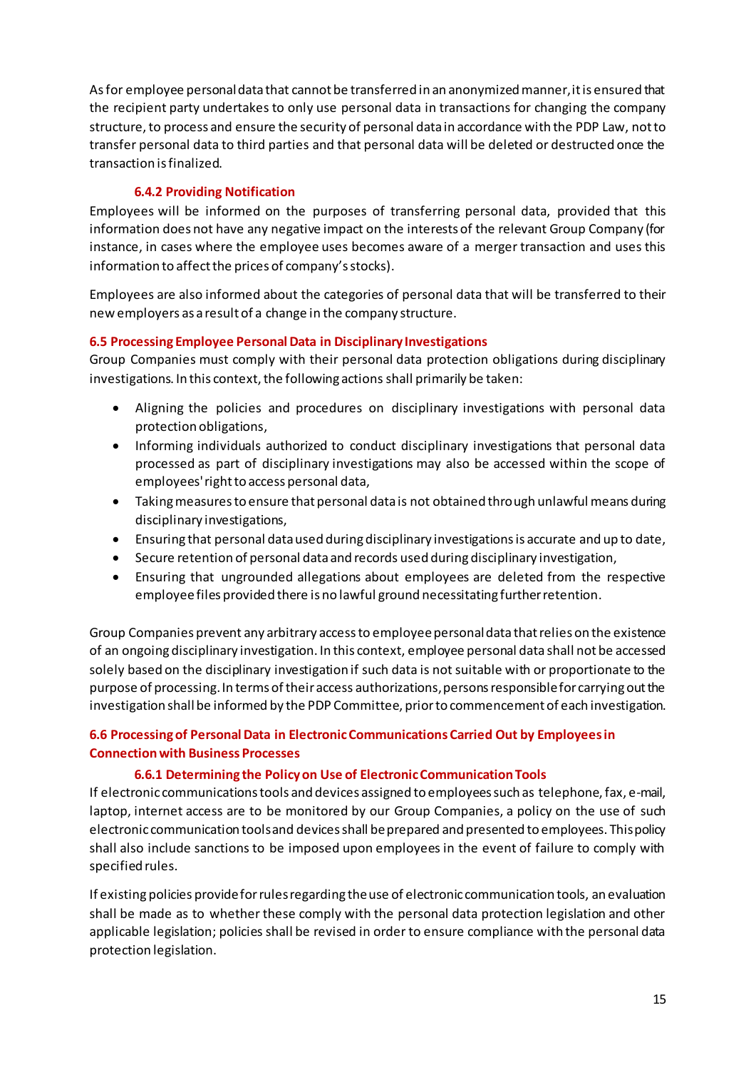As for employee personal data that cannot be transferred in an anonymized manner, it is ensured that the recipient party undertakes to only use personal data in transactions for changing the company structure, to process and ensure the security of personal data in accordance with the PDP Law, not to transfer personal data to third parties and that personal data will be deleted or destructed once the transaction is finalized.

#### 6.4.2 Providing Notification

Employees will be informed on the purposes of transferring personal data, provided that this information does not have any negative impact on the interests of the relevant Group Company (for instance, in cases where the employee uses becomes aware of a merger transaction and uses this information to affect the prices of company's stocks).

Employees are also informed about the categories of personal data that will be transferred to their new employers as a result of a change in the company structure.

### 6.5 Processing Employee Personal Data in Disciplinary Investigations

Group Companies must comply with their personal data protection obligations during disciplinary investigations. In this context, the following actions shall primarily be taken:

- Aligning the policies and procedures on disciplinary investigations with personal data protection obligations,
- Informing individuals authorized to conduct disciplinary investigations that personal data processed as part of disciplinary investigations may also be accessed within the scope of employees' right to access personal data,
- Taking measures to ensure that personal data is not obtained through unlawful means during disciplinary investigations,
- Ensuring that personal data used during disciplinary investigations is accurate and up to date,
- Secure retention of personal data and records used during disciplinary investigation,
- Ensuring that ungrounded allegations about employees are deleted from the respective employee files provided there is no lawful ground necessitating further retention.

Group Companies prevent any arbitrary access to employee personal data that relies on the existence of an ongoing disciplinary investigation. In this context, employee personal data shall not be accessed solely based on the disciplinary investigation if such data is not suitable with or proportionate to the purpose of processing. In terms of their access authorizations, persons responsible for carrying out the investigation shall be informed by the PDP Committee, prior to commencement of each investigation.

### 6.6 Processing of Personal Data in Electronic Communications Carried Out by Employees in Connection with Business Processes

#### 6.6.1 Determining the Policy on Use of Electronic Communication Tools

If electronic communications tools and devices assigned to employees such as telephone, fax, e-mail, laptop, internet access are to be monitored by our Group Companies, a policy on the use of such electronic communication tools and devices shall be prepared and presented to employees. This policy shall also include sanctions to be imposed upon employees in the event of failure to comply with specified rules.

If existing policies provide for rules regarding the use of electronic communication tools, an evaluation shall be made as to whether these comply with the personal data protection legislation and other applicable legislation; policies shall be revised in order to ensure compliance with the personal data protection legislation.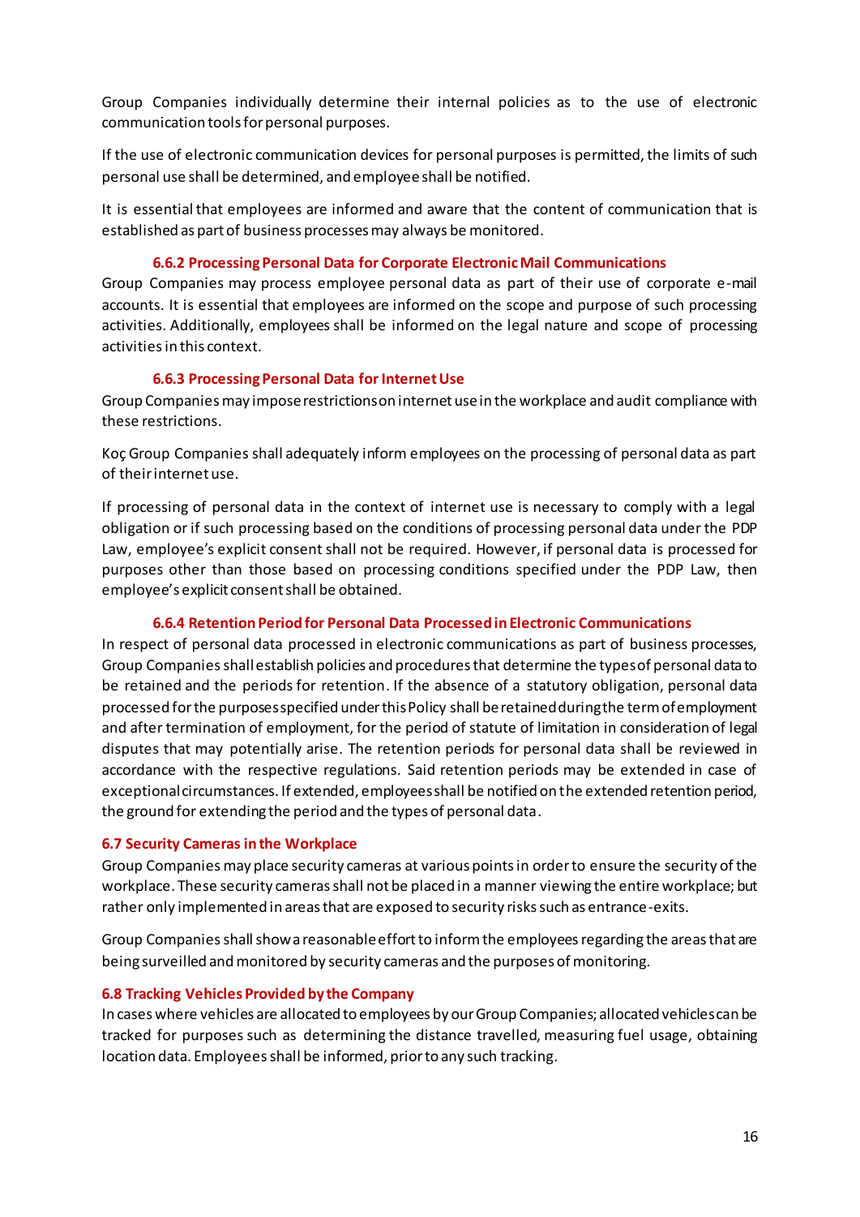Group Companies individually determine their internal policies as to the use of electronic communication tools for personal purposes.

If the use of electronic communication devices for personal purposes is permitted, the limits of such personal use shall be determined, and employee shall be notified.

It is essential that employees are informed and aware that the content of communication that is established as part of business processes may always be monitored.

#### 6.6.2 Processing Personal Data for Corporate Electronic Mail Communications

Group Companies may process employee personal data as part of their use of corporate e-mail accounts. It is essential that employees are informed on the scope and purpose of such processing activities. Additionally, employees shall be informed on the legal nature and scope of processing activities in this context.

#### 6.6.3 Processing Personal Data for Internet Use

Group Companies may impose restrictions on internet use in the workplace and audit compliance with these restrictions.

Koç Group Companies shall adequately inform employees on the processing of personal data as part of their internet use.

If processing of personal data in the context of internet use is necessary to comply with a legal obligation or if such processing based on the conditions of processing personal data under the PDP Law, employee's explicit consent shall not be required. However, if personal data is processed for purposes other than those based on processing conditions specified under the PDP Law, then employee's explicit consent shall be obtained.

#### 6.6.4 Retention Period for Personal Data Processed in Electronic Communications

In respect of personal data processed in electronic communications as part of business processes, Group Companies shall establish policies and procedures that determine the types of personal data to be retained and the periods for retention. If the absence of a statutory obligation, personal data processed for the purposes specified under this Policy shall be retained during the term of employment and after termination of employment, for the period of statute of limitation in consideration of legal disputes that may potentially arise. The retention periods for personal data shall be reviewed in accordance with the respective regulations. Said retention periods may be extended in case of exceptional circumstances. If extended, employees shall be notified on the extended retention period, the ground for extending the period and the types of personal data.

### 6.7 Security Cameras in the Workplace

Group Companies may place security cameras at various points in order to ensure the security of the workplace. These security cameras shall not be placed in a manner viewing the entire workplace; but rather only implemented in areas that are exposed to security risks such as entrance-exits.

Group Companies shall show a reasonable effort to inform the employees regarding the areas that are being surveilled and monitored by security cameras and the purposes of monitoring.

### 6.8 Tracking Vehicles Provided by the Company

In cases where vehicles are allocated to employees by our Group Companies; allocated vehicles can be tracked for purposes such as determining the distance travelled, measuring fuel usage, obtaining location data. Employees shall be informed, prior to any such tracking.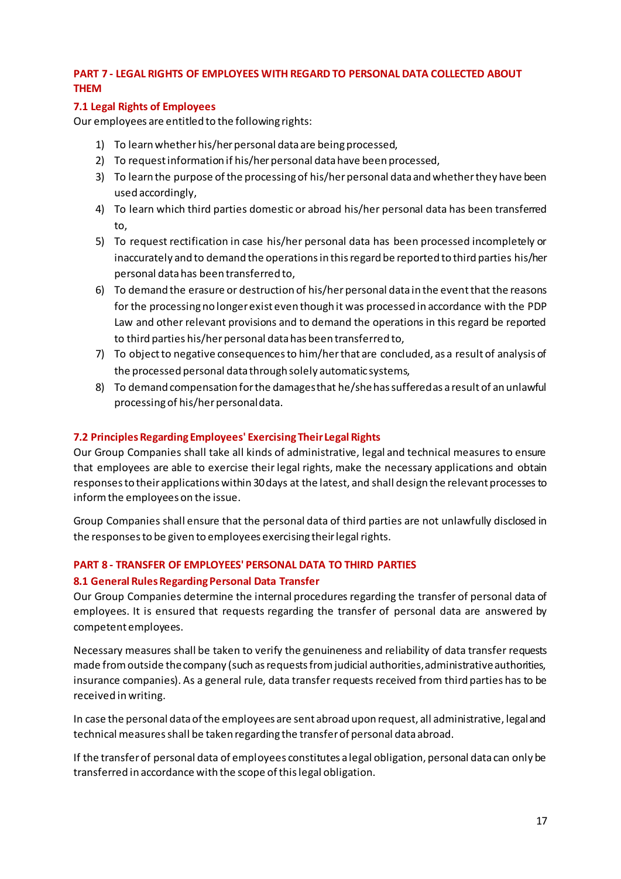## PART 7 - LEGAL RIGHTS OF EMPLOYEES WITH REGARD TO PERSONAL DATA COLLECTED ABOUT THEM

### 7.1 Legal Rights of Employees

Our employees are entitled to the following rights:

1) To learn whether his/her personal data are being processed,
2) To request information if his/her personal data have been processed,
3) To learn the purpose of the processing of his/her personal data and whether they have been used accordingly,
4) To learn which third parties domestic or abroad his/her personal data has been transferred to,
5) To request rectification in case his/her personal data has been processed incompletely or inaccurately and to demand the operations in this regard be reported to third parties his/her personal data has been transferred to,
6) To demand the erasure or destruction of his/her personal data in the event that the reasons for the processing no longer exist even though it was processed in accordance with the PDP Law and other relevant provisions and to demand the operations in this regard be reported to third parties his/her personal data has been transferred to,
7) To object to negative consequences to him/her that are concluded, as a result of analysis of the processed personal data through solely automatic systems,
8) To demand compensation for the damages that he/she has suffered as a result of an unlawful processing of his/her personal data.

### 7.2 Principles Regarding Employees' Exercising Their Legal Rights

Our Group Companies shall take all kinds of administrative, legal and technical measures to ensure that employees are able to exercise their legal rights, make the necessary applications and obtain responses to their applications within 30 days at the latest, and shall design the relevant processes to inform the employees on the issue.

Group Companies shall ensure that the personal data of third parties are not unlawfully disclosed in the responses to be given to employees exercising their legal rights.

## PART 8 - TRANSFER OF EMPLOYEES' PERSONAL DATA TO THIRD PARTIES

### 8.1 General Rules Regarding Personal Data Transfer

Our Group Companies determine the internal procedures regarding the transfer of personal data of employees. It is ensured that requests regarding the transfer of personal data are answered by competent employees.

Necessary measures shall be taken to verify the genuineness and reliability of data transfer requests made from outside the company (such as requests from judicial authorities, administrative authorities, insurance companies). As a general rule, data transfer requests received from third parties has to be received in writing.

In case the personal data of the employees are sent abroad upon request, all administrative, legal and technical measures shall be taken regarding the transfer of personal data abroad.

If the transfer of personal data of employees constitutes a legal obligation, personal data can only be transferred in accordance with the scope of this legal obligation.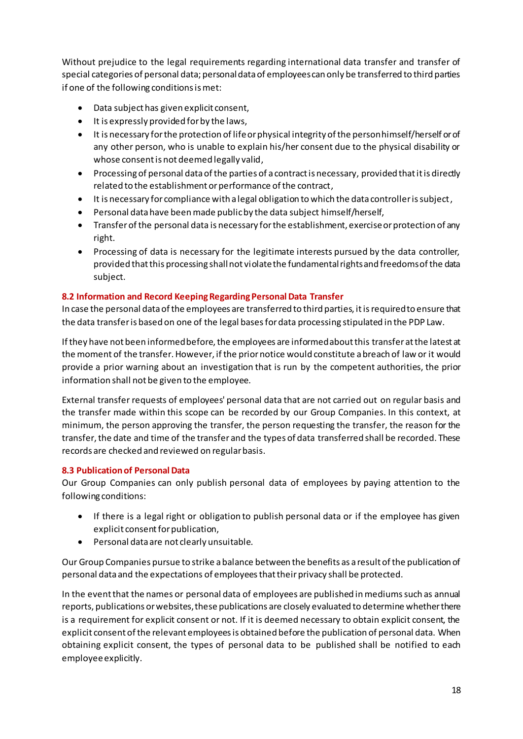Without prejudice to the legal requirements regarding international data transfer and transfer of special categories of personal data; personal data of employees can only be transferred to third parties if one of the following conditions is met:

- Data subject has given explicit consent,
- It is expressly provided for by the laws,
- It is necessary for the protection of life or physical integrity of the person himself/herself or of any other person, who is unable to explain his/her consent due to the physical disability or whose consent is not deemed legally valid,
- Processing of personal data of the parties of a contract is necessary, provided that it is directly related to the establishment or performance of the contract,
- It is necessary for compliance with a legal obligation to which the data controller is subject,
- Personal data have been made public by the data subject himself/herself,
- Transfer of the personal data is necessary for the establishment, exercise or protection of any right.
- Processing of data is necessary for the legitimate interests pursued by the data controller, provided that this processing shall not violate the fundamental rights and freedoms of the data subject.

### 8.2 Information and Record Keeping Regarding Personal Data Transfer

In case the personal data of the employees are transferred to third parties, it is required to ensure that the data transfer is based on one of the legal bases for data processing stipulated in the PDP Law.

If they have not been informed before, the employees are informed about this transfer at the latest at the moment of the transfer. However, if the prior notice would constitute a breach of law or it would provide a prior warning about an investigation that is run by the competent authorities, the prior information shall not be given to the employee.

External transfer requests of employees' personal data that are not carried out on regular basis and the transfer made within this scope can be recorded by our Group Companies. In this context, at minimum, the person approving the transfer, the person requesting the transfer, the reason for the transfer, the date and time of the transfer and the types of data transferred shall be recorded. These records are checked and reviewed on regular basis.

### 8.3 Publication of Personal Data

Our Group Companies can only publish personal data of employees by paying attention to the following conditions:

- If there is a legal right or obligation to publish personal data or if the employee has given explicit consent for publication,
- Personal data are not clearly unsuitable.

Our Group Companies pursue to strike a balance between the benefits as a result of the publication of personal data and the expectations of employees that their privacy shall be protected.

In the event that the names or personal data of employees are published in mediums such as annual reports, publications or websites, these publications are closely evaluated to determine whether there is a requirement for explicit consent or not. If it is deemed necessary to obtain explicit consent, the explicit consent of the relevant employees is obtained before the publication of personal data. When obtaining explicit consent, the types of personal data to be published shall be notified to each employee explicitly.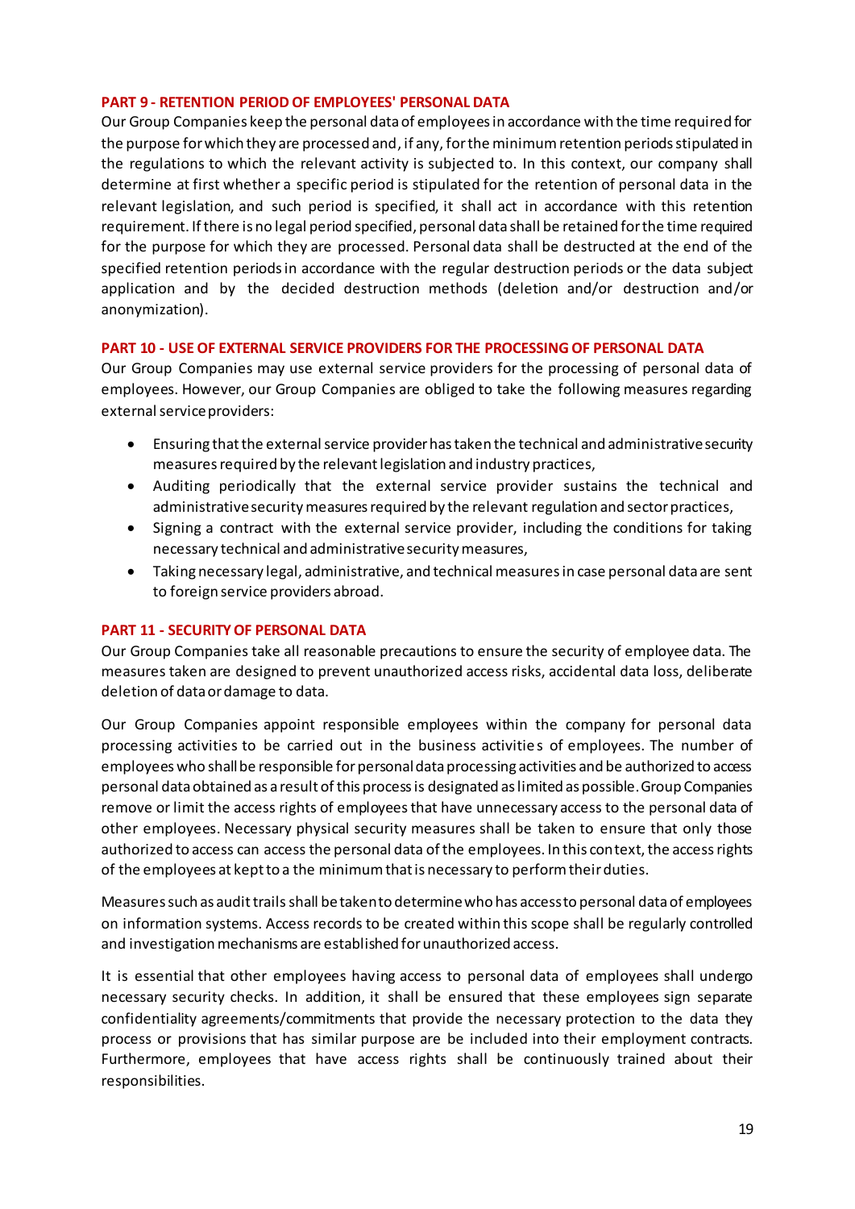### PART 9 - RETENTION PERIOD OF EMPLOYEES' PERSONAL DATA

Our Group Companies keep the personal data of employees in accordance with the time required for the purpose for which they are processed and, if any, for the minimum retention periods stipulated in the regulations to which the relevant activity is subjected to. In this context, our company shall determine at first whether a specific period is stipulated for the retention of personal data in the relevant legislation, and such period is specified, it shall act in accordance with this retention requirement. If there is no legal period specified, personal data shall be retained for the time required for the purpose for which they are processed. Personal data shall be destructed at the end of the specified retention periods in accordance with the regular destruction periods or the data subject application and by the decided destruction methods (deletion and/or destruction and/or anonymization).

### PART 10 - USE OF EXTERNAL SERVICE PROVIDERS FOR THE PROCESSING OF PERSONAL DATA

Our Group Companies may use external service providers for the processing of personal data of employees. However, our Group Companies are obliged to take the following measures regarding external service providers:

- Ensuring that the external service provider has taken the technical and administrative security measures required by the relevant legislation and industry practices,
- Auditing periodically that the external service provider sustains the technical and administrative security measures required by the relevant regulation and sector practices,
- Signing a contract with the external service provider, including the conditions for taking necessary technical and administrative security measures,
- Taking necessary legal, administrative, and technical measures in case personal data are sent to foreign service providers abroad.

### PART 11 - SECURITY OF PERSONAL DATA

Our Group Companies take all reasonable precautions to ensure the security of employee data. The measures taken are designed to prevent unauthorized access risks, accidental data loss, deliberate deletion of data or damage to data.

Our Group Companies appoint responsible employees within the company for personal data processing activities to be carried out in the business activities of employees. The number of employees who shall be responsible for personal data processing activities and be authorized to access personal data obtained as a result of this process is designated as limited as possible. Group Companies remove or limit the access rights of employees that have unnecessary access to the personal data of other employees. Necessary physical security measures shall be taken to ensure that only those authorized to access can access the personal data of the employees. In this context, the access rights of the employees at kept to a the minimum that is necessary to perform their duties.

Measures such as audit trails shall be taken to determine who has access to personal data of employees on information systems. Access records to be created within this scope shall be regularly controlled and investigation mechanisms are established for unauthorized access.

It is essential that other employees having access to personal data of employees shall undergo necessary security checks. In addition, it shall be ensured that these employees sign separate confidentiality agreements/commitments that provide the necessary protection to the data they process or provisions that has similar purpose are be included into their employment contracts. Furthermore, employees that have access rights shall be continuously trained about their responsibilities.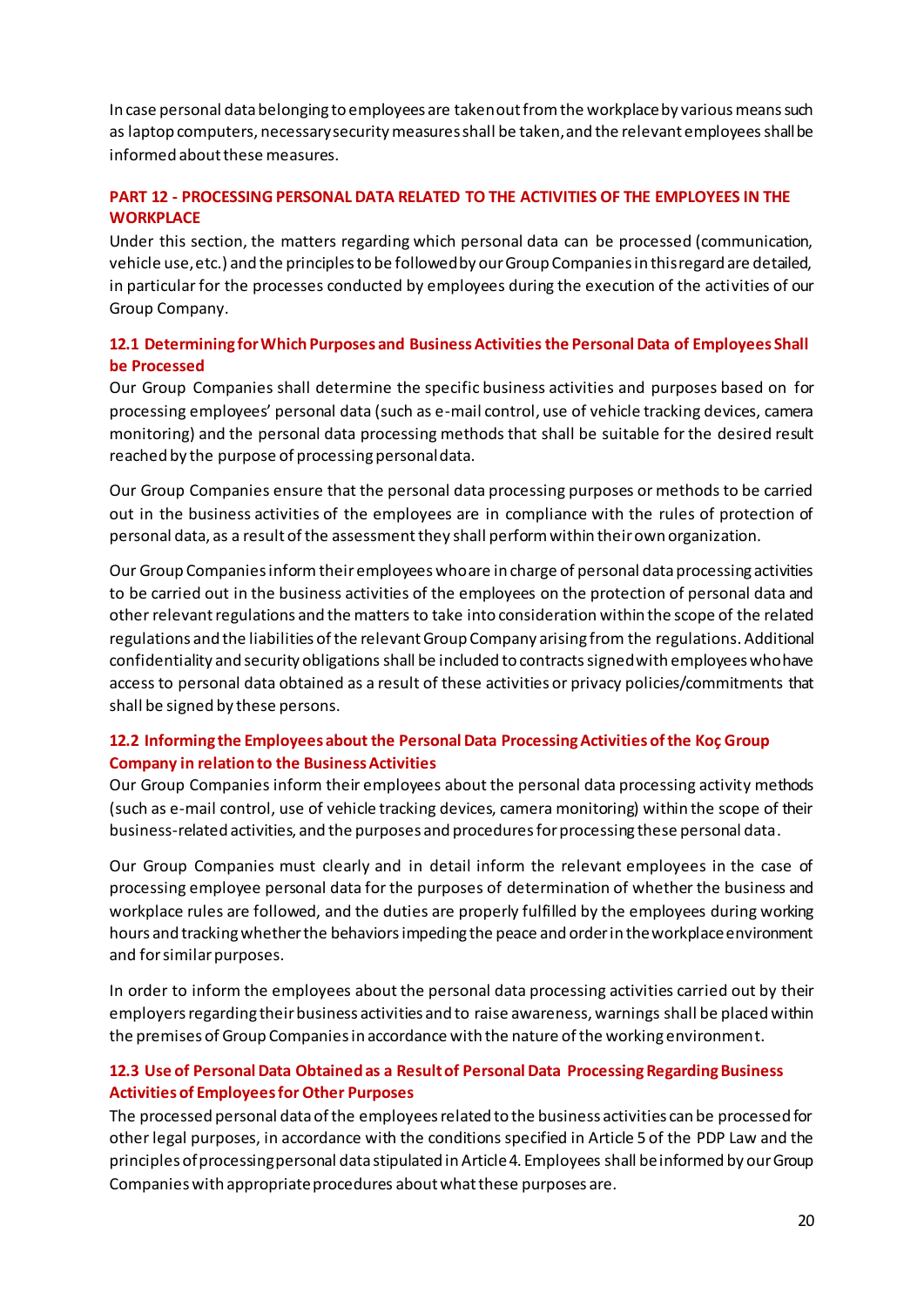In case personal data belonging to employees are taken out from the workplace by various means such as laptop computers, necessary security measures shall be taken, and the relevant employees shall be informed about these measures.

## PART 12 - PROCESSING PERSONAL DATA RELATED TO THE ACTIVITIES OF THE EMPLOYEES IN THE WORKPLACE

Under this section, the matters regarding which personal data can be processed (communication, vehicle use, etc.) and the principles to be followed by our Group Companies in this regard are detailed, in particular for the processes conducted by employees during the execution of the activities of our Group Company.

### 12.1 Determining for Which Purposes and Business Activities the Personal Data of Employees Shall be Processed

Our Group Companies shall determine the specific business activities and purposes based on for processing employees' personal data (such as e-mail control, use of vehicle tracking devices, camera monitoring) and the personal data processing methods that shall be suitable for the desired result reached by the purpose of processing personal data.

Our Group Companies ensure that the personal data processing purposes or methods to be carried out in the business activities of the employees are in compliance with the rules of protection of personal data, as a result of the assessment they shall perform within their own organization.

Our Group Companies inform their employees who are in charge of personal data processing activities to be carried out in the business activities of the employees on the protection of personal data and other relevant regulations and the matters to take into consideration within the scope of the related regulations and the liabilities of the relevant Group Company arising from the regulations. Additional confidentiality and security obligations shall be included to contracts signed with employees who have access to personal data obtained as a result of these activities or privacy policies/commitments that shall be signed by these persons.

### 12.2 Informing the Employees about the Personal Data Processing Activities of the Koç Group Company in relation to the Business Activities

Our Group Companies inform their employees about the personal data processing activity methods (such as e-mail control, use of vehicle tracking devices, camera monitoring) within the scope of their business-related activities, and the purposes and procedures for processing these personal data.

Our Group Companies must clearly and in detail inform the relevant employees in the case of processing employee personal data for the purposes of determination of whether the business and workplace rules are followed, and the duties are properly fulfilled by the employees during working hours and tracking whether the behaviors impeding the peace and order in the workplace environment and for similar purposes.

In order to inform the employees about the personal data processing activities carried out by their employers regarding their business activities and to raise awareness, warnings shall be placed within the premises of Group Companies in accordance with the nature of the working environment.

### 12.3 Use of Personal Data Obtained as a Result of Personal Data Processing Regarding Business Activities of Employees for Other Purposes

The processed personal data of the employees related to the business activities can be processed for other legal purposes, in accordance with the conditions specified in Article 5 of the PDP Law and the principles of processing personal data stipulated in Article 4. Employees shall be informed by our Group Companies with appropriate procedures about what these purposes are.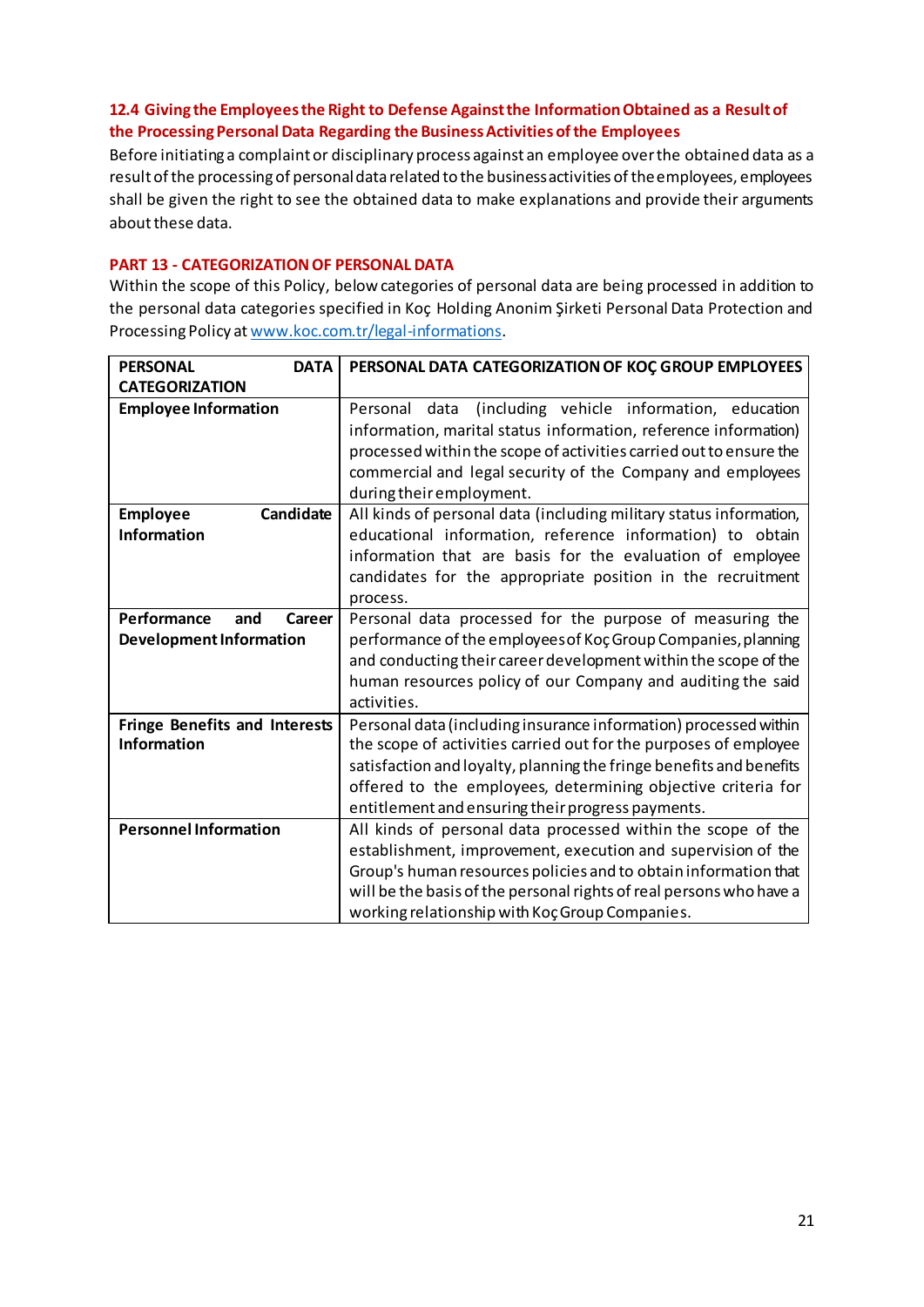### 12.4 Giving the Employees the Right to Defense Against the Information Obtained as a Result of the Processing Personal Data Regarding the Business Activities of the Employees

Before initiating a complaint or disciplinary process against an employee over the obtained data as a result of the processing of personal data related to the business activities of the employees, employees shall be given the right to see the obtained data to make explanations and provide their arguments about these data.

## PART 13 - CATEGORIZATION OF PERSONAL DATA

Within the scope of this Policy, below categories of personal data are being processed in addition to the personal data categories specified in Koç Holding Anonim Şirketi Personal Data Protection and Processing Policy at www.koc.com.tr/legal-informations.

| PERSONAL DATA CATEGORIZATION | PERSONAL DATA CATEGORIZATION OF KOÇ GROUP EMPLOYEES |
|---|---|
| **Employee Information** | Personal data (including vehicle information, education information, marital status information, reference information) processed within the scope of activities carried out to ensure the commercial and legal security of the Company and employees during their employment. |
| **Employee Candidate Information** | All kinds of personal data (including military status information, educational information, reference information) to obtain information that are basis for the evaluation of employee candidates for the appropriate position in the recruitment process. |
| **Performance and Career Development Information** | Personal data processed for the purpose of measuring the performance of the employees of Koç Group Companies, planning and conducting their career development within the scope of the human resources policy of our Company and auditing the said activities. |
| **Fringe Benefits and Interests Information** | Personal data (including insurance information) processed within the scope of activities carried out for the purposes of employee satisfaction and loyalty, planning the fringe benefits and benefits offered to the employees, determining objective criteria for entitlement and ensuring their progress payments. |
| **Personnel Information** | All kinds of personal data processed within the scope of the establishment, improvement, execution and supervision of the Group's human resources policies and to obtain information that will be the basis of the personal rights of real persons who have a working relationship with Koç Group Companies. |